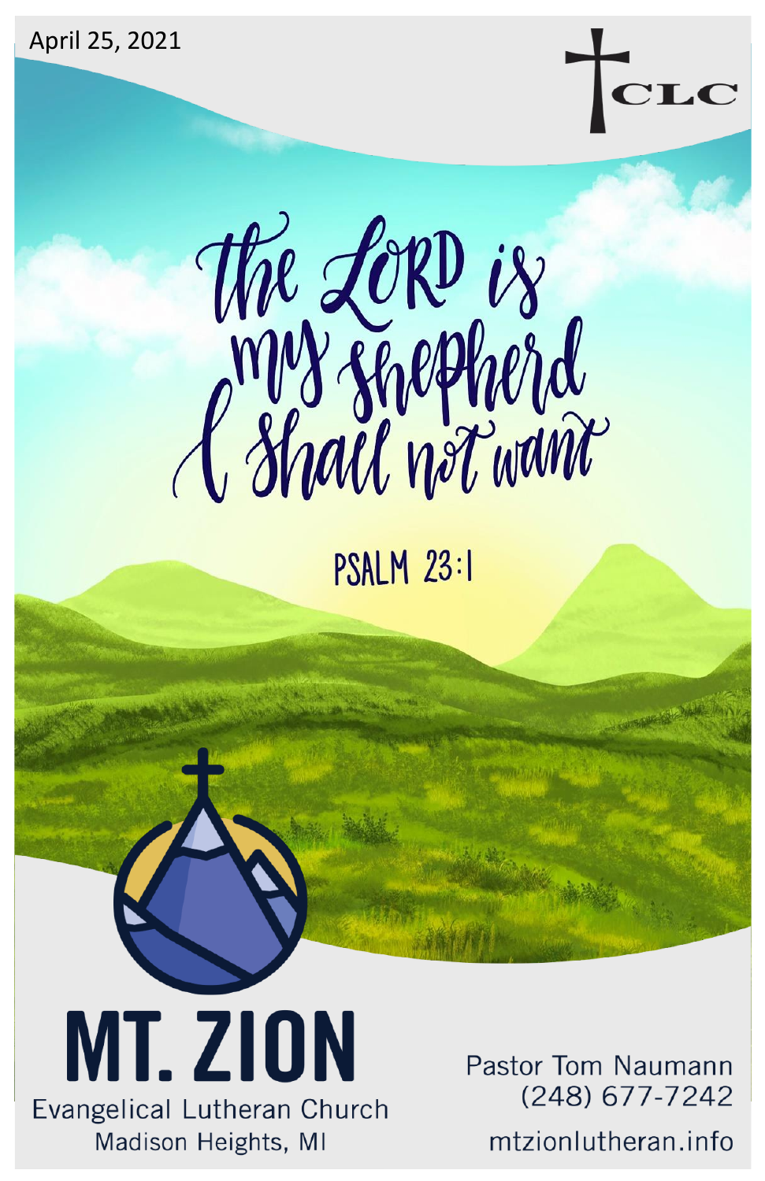April 25, 2021

CLC

# The LORD is my shepherd I shall not want

PSALM 23:1

# MT. ZION

Evangelical Lutheran Church
Madison Heights, MI

Pastor Tom Naumann
(248) 677-7242

mtzionlutheran.info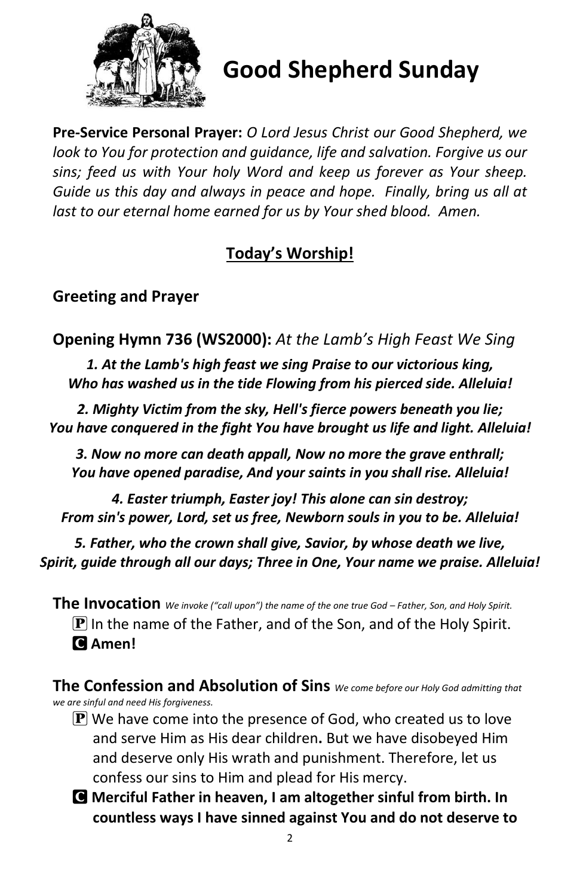# Good Shepherd Sunday

**Pre-Service Personal Prayer:** *O Lord Jesus Christ our Good Shepherd, we look to You for protection and guidance, life and salvation. Forgive us our sins; feed us with Your holy Word and keep us forever as Your sheep. Guide us this day and always in peace and hope. Finally, bring us all at last to our eternal home earned for us by Your shed blood. Amen.*

## Today's Worship!

### Greeting and Prayer

### Opening Hymn 736 (WS2000): *At the Lamb's High Feast We Sing*

***1. At the Lamb's high feast we sing Praise to our victorious king, Who has washed us in the tide Flowing from his pierced side. Alleluia!***

***2. Mighty Victim from the sky, Hell's fierce powers beneath you lie; You have conquered in the fight You have brought us life and light. Alleluia!***

***3. Now no more can death appall, Now no more the grave enthrall; You have opened paradise, And your saints in you shall rise. Alleluia!***

***4. Easter triumph, Easter joy! This alone can sin destroy; From sin's power, Lord, set us free, Newborn souls in you to be. Alleluia!***

***5. Father, who the crown shall give, Savior, by whose death we live, Spirit, guide through all our days; Three in One, Your name we praise. Alleluia!***

### The Invocation *We invoke ("call upon") the name of the one true God – Father, Son, and Holy Spirit.*

P In the name of the Father, and of the Son, and of the Holy Spirit.

**C Amen!**

### The Confession and Absolution of Sins *We come before our Holy God admitting that we are sinful and need His forgiveness.*

P We have come into the presence of God, who created us to love and serve Him as His dear children**.** But we have disobeyed Him and deserve only His wrath and punishment. Therefore, let us confess our sins to Him and plead for His mercy.

**C Merciful Father in heaven, I am altogether sinful from birth. In countless ways I have sinned against You and do not deserve to**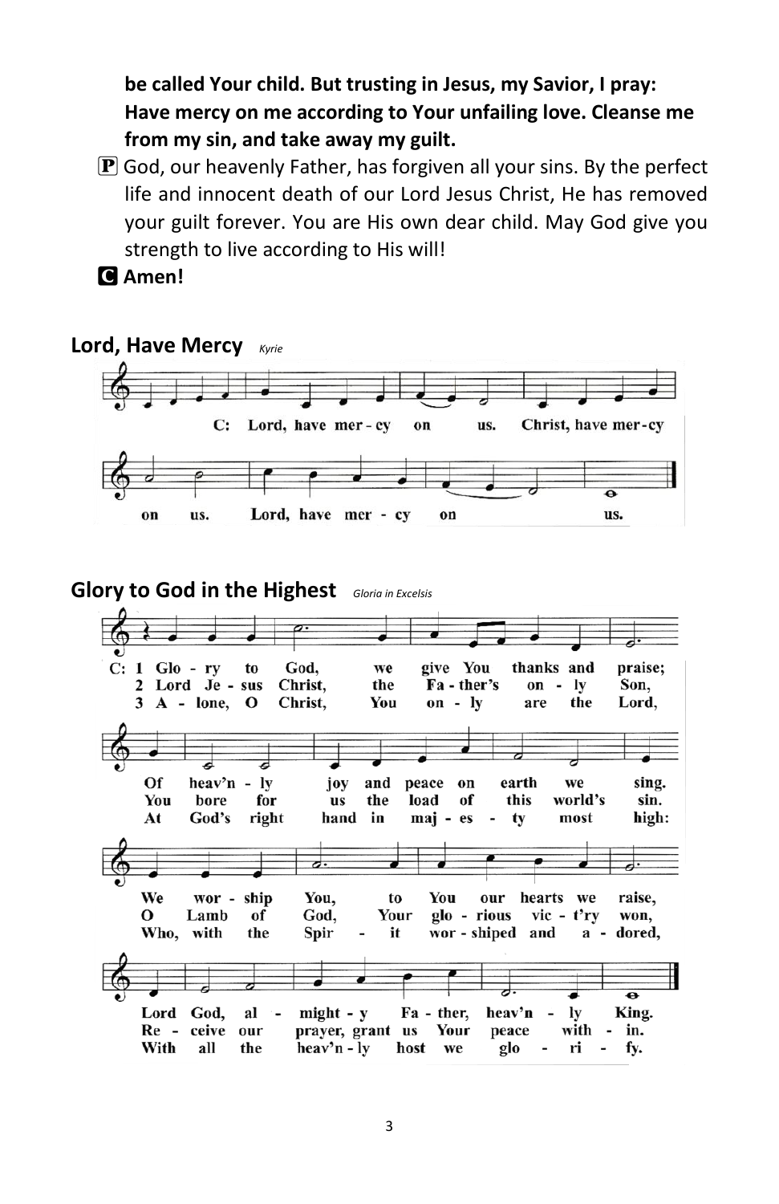**be called Your child. But trusting in Jesus, my Savior, I pray: Have mercy on me according to Your unfailing love. Cleanse me from my sin, and take away my guilt.**

P God, our heavenly Father, has forgiven all your sins. By the perfect life and innocent death of our Lord Jesus Christ, He has removed your guilt forever. You are His own dear child. May God give you strength to live according to His will!

C **Amen!**

## Lord, Have Mercy *Kyrie*

C: Lord, have mer - cy on us. Christ, have mer - cy on us. Lord, have mer - cy on us.

## Glory to God in the Highest *Gloria in Excelsis*

C: 1 Glo - ry to God, we give You thanks and praise; Of heav'n - ly joy and peace on earth we sing. We wor - ship You, to You our hearts we raise, Lord God, al - might - y Fa - ther, heav'n - ly King.

2 Lord Je - sus Christ, the Fa - ther's on - ly Son, You bore for us the load of this world's sin. O Lamb of God, Your glo - rious vic - t'ry won, Re - ceive our prayer, grant us Your peace with - in.

3 A - lone, O Christ, You on - ly are the Lord, At God's right hand in maj - es - ty most high: Who, with the Spir - it wor - shiped and a - dored, With all the heav'n - ly host we glo - ri - fy.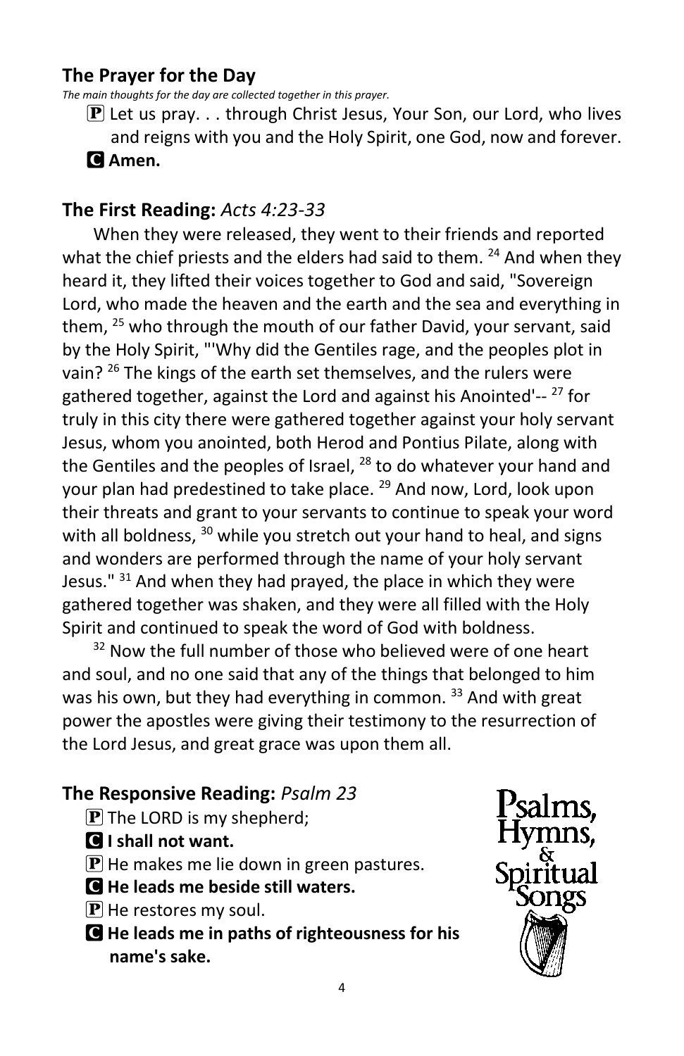## The Prayer for the Day

*The main thoughts for the day are collected together in this prayer.*

P Let us pray. . . through Christ Jesus, Your Son, our Lord, who lives and reigns with you and the Holy Spirit, one God, now and forever.

C **Amen.**

## The First Reading: *Acts 4:23-33*

When they were released, they went to their friends and reported what the chief priests and the elders had said to them. [24] And when they heard it, they lifted their voices together to God and said, "Sovereign Lord, who made the heaven and the earth and the sea and everything in them, [25] who through the mouth of our father David, your servant, said by the Holy Spirit, "'Why did the Gentiles rage, and the peoples plot in vain? [26] The kings of the earth set themselves, and the rulers were gathered together, against the Lord and against his Anointed'-- [27] for truly in this city there were gathered together against your holy servant Jesus, whom you anointed, both Herod and Pontius Pilate, along with the Gentiles and the peoples of Israel, [28] to do whatever your hand and your plan had predestined to take place. [29] And now, Lord, look upon their threats and grant to your servants to continue to speak your word with all boldness, [30] while you stretch out your hand to heal, and signs and wonders are performed through the name of your holy servant Jesus." [31] And when they had prayed, the place in which they were gathered together was shaken, and they were all filled with the Holy Spirit and continued to speak the word of God with boldness.

[32] Now the full number of those who believed were of one heart and soul, and no one said that any of the things that belonged to him was his own, but they had everything in common. [33] And with great power the apostles were giving their testimony to the resurrection of the Lord Jesus, and great grace was upon them all.

## The Responsive Reading: *Psalm 23*

P The LORD is my shepherd;

C **I shall not want.**

P He makes me lie down in green pastures.

C **He leads me beside still waters.**

P He restores my soul.

C **He leads me in paths of righteousness for his name's sake.**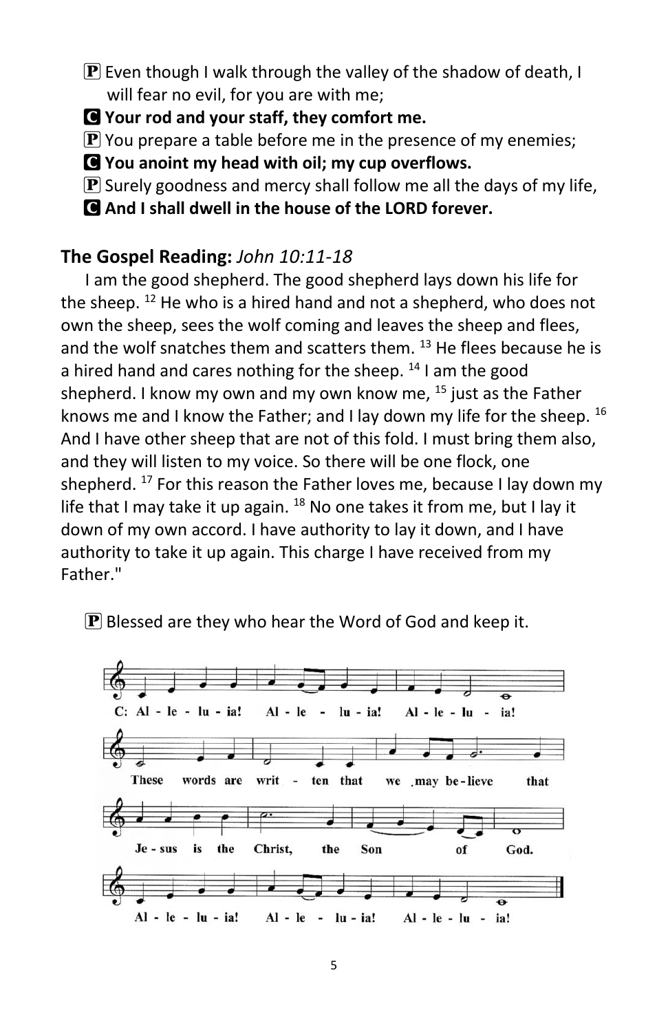**P** Even though I walk through the valley of the shadow of death, I will fear no evil, for you are with me;

**C Your rod and your staff, they comfort me.**

**P** You prepare a table before me in the presence of my enemies;

**C You anoint my head with oil; my cup overflows.**

**P** Surely goodness and mercy shall follow me all the days of my life,

**C And I shall dwell in the house of the LORD forever.**

## The Gospel Reading: *John 10:11-18*

I am the good shepherd. The good shepherd lays down his life for the sheep. [12] He who is a hired hand and not a shepherd, who does not own the sheep, sees the wolf coming and leaves the sheep and flees, and the wolf snatches them and scatters them. [13] He flees because he is a hired hand and cares nothing for the sheep. [14] I am the good shepherd. I know my own and my own know me, [15] just as the Father knows me and I know the Father; and I lay down my life for the sheep. [16] And I have other sheep that are not of this fold. I must bring them also, and they will listen to my voice. So there will be one flock, one shepherd. [17] For this reason the Father loves me, because I lay down my life that I may take it up again. [18] No one takes it from me, but I lay it down of my own accord. I have authority to lay it down, and I have authority to take it up again. This charge I have received from my Father."

**P** Blessed are they who hear the Word of God and keep it.

C: Al - le - lu - ia! Al - le - lu - ia! Al - le - lu - ia!
These words are writ - ten that we may be - lieve that
Je - sus is the Christ, the Son of God.
Al - le - lu - ia! Al - le - lu - ia! Al - le - lu - ia!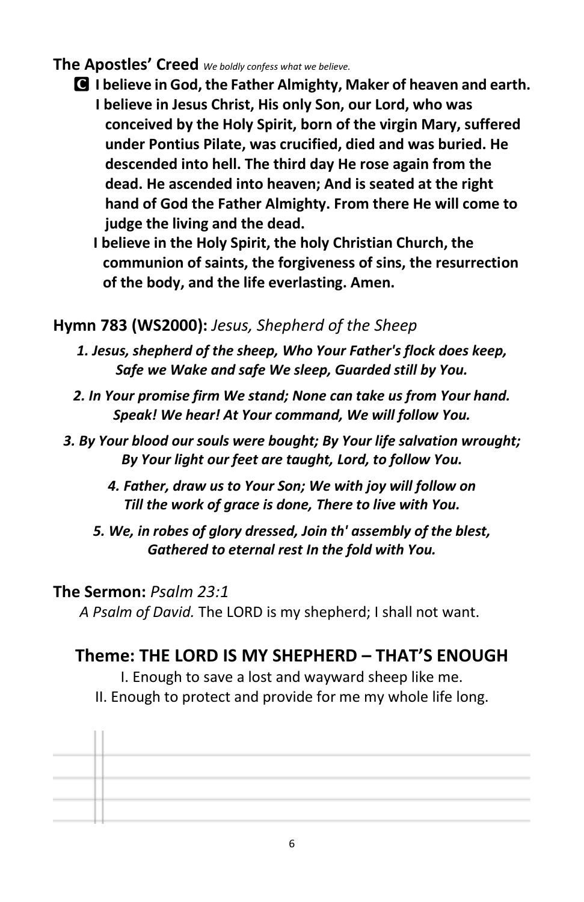**The Apostles' Creed** *We boldly confess what we believe.*

**C I believe in God, the Father Almighty, Maker of heaven and earth. I believe in Jesus Christ, His only Son, our Lord, who was conceived by the Holy Spirit, born of the virgin Mary, suffered under Pontius Pilate, was crucified, died and was buried. He descended into hell. The third day He rose again from the dead. He ascended into heaven; And is seated at the right hand of God the Father Almighty. From there He will come to judge the living and the dead.**

**I believe in the Holy Spirit, the holy Christian Church, the communion of saints, the forgiveness of sins, the resurrection of the body, and the life everlasting. Amen.**

**Hymn 783 (WS2000):** *Jesus, Shepherd of the Sheep*

***1. Jesus, shepherd of the sheep, Who Your Father's flock does keep, Safe we Wake and safe We sleep, Guarded still by You.***

***2. In Your promise firm We stand; None can take us from Your hand. Speak! We hear! At Your command, We will follow You.***

***3. By Your blood our souls were bought; By Your life salvation wrought; By Your light our feet are taught, Lord, to follow You.***

***4. Father, draw us to Your Son; We with joy will follow on Till the work of grace is done, There to live with You.***

***5. We, in robes of glory dressed, Join th' assembly of the blest, Gathered to eternal rest In the fold with You.***

**The Sermon:** *Psalm 23:1*

*A Psalm of David.* The LORD is my shepherd; I shall not want.

## Theme: THE LORD IS MY SHEPHERD – THAT'S ENOUGH

I. Enough to save a lost and wayward sheep like me.

II. Enough to protect and provide for me my whole life long.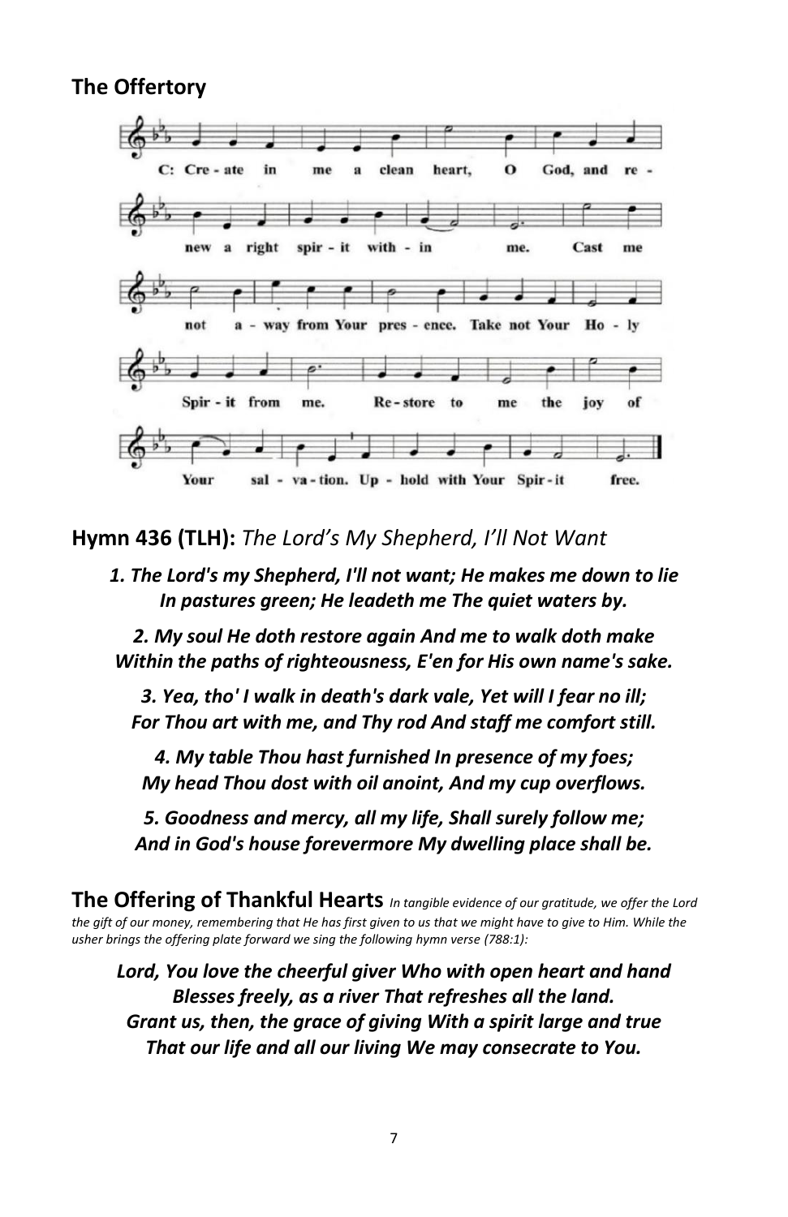## The Offertory

C: Cre - ate in me a clean heart, O God, and re - new a right spir - it with - in me. Cast me not a - way from Your pres - ence. Take not Your Ho - ly Spir - it from me. Re - store to me the joy of Your sal - va - tion. Up - hold with Your Spir - it free.

## Hymn 436 (TLH): *The Lord's My Shepherd, I'll Not Want*

***1. The Lord's my Shepherd, I'll not want; He makes me down to lie In pastures green; He leadeth me The quiet waters by.***

***2. My soul He doth restore again And me to walk doth make Within the paths of righteousness, E'en for His own name's sake.***

***3. Yea, tho' I walk in death's dark vale, Yet will I fear no ill; For Thou art with me, and Thy rod And staff me comfort still.***

***4. My table Thou hast furnished In presence of my foes; My head Thou dost with oil anoint, And my cup overflows.***

***5. Goodness and mercy, all my life, Shall surely follow me; And in God's house forevermore My dwelling place shall be.***

## The Offering of Thankful Hearts

*In tangible evidence of our gratitude, we offer the Lord the gift of our money, remembering that He has first given to us that we might have to give to Him. While the usher brings the offering plate forward we sing the following hymn verse (788:1):*

***Lord, You love the cheerful giver Who with open heart and hand Blesses freely, as a river That refreshes all the land. Grant us, then, the grace of giving With a spirit large and true That our life and all our living We may consecrate to You.***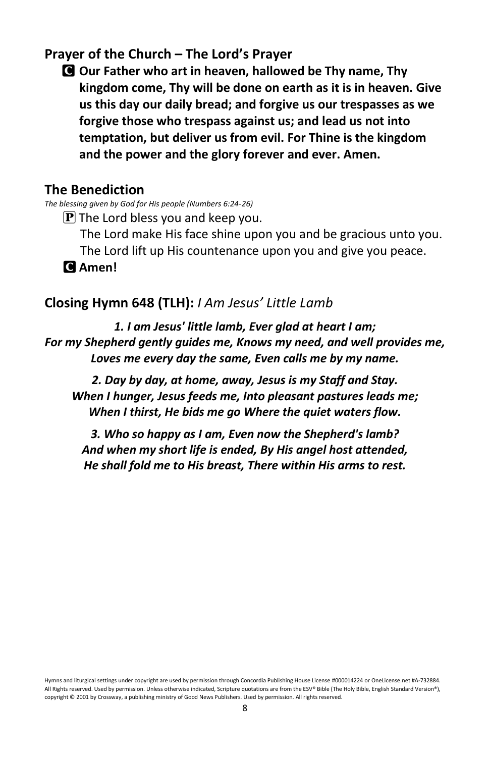## Prayer of the Church – The Lord's Prayer

**C Our Father who art in heaven, hallowed be Thy name, Thy kingdom come, Thy will be done on earth as it is in heaven. Give us this day our daily bread; and forgive us our trespasses as we forgive those who trespass against us; and lead us not into temptation, but deliver us from evil. For Thine is the kingdom and the power and the glory forever and ever. Amen.**

## The Benediction

*The blessing given by God for His people (Numbers 6:24-26)*

P The Lord bless you and keep you.
The Lord make His face shine upon you and be gracious unto you.
The Lord lift up His countenance upon you and give you peace.

**C Amen!**

## Closing Hymn 648 (TLH): *I Am Jesus' Little Lamb*

***1. I am Jesus' little lamb, Ever glad at heart I am;
For my Shepherd gently guides me, Knows my need, and well provides me,
Loves me every day the same, Even calls me by my name.***

***2. Day by day, at home, away, Jesus is my Staff and Stay.
When I hunger, Jesus feeds me, Into pleasant pastures leads me;
When I thirst, He bids me go Where the quiet waters flow.***

***3. Who so happy as I am, Even now the Shepherd's lamb?
And when my short life is ended, By His angel host attended,
He shall fold me to His breast, There within His arms to rest.***

Hymns and liturgical settings under copyright are used by permission through Concordia Publishing House License #000014224 or OneLicense.net #A-732884. All Rights reserved. Used by permission. Unless otherwise indicated, Scripture quotations are from the ESV® Bible (The Holy Bible, English Standard Version®), copyright © 2001 by Crossway, a publishing ministry of Good News Publishers. Used by permission. All rights reserved.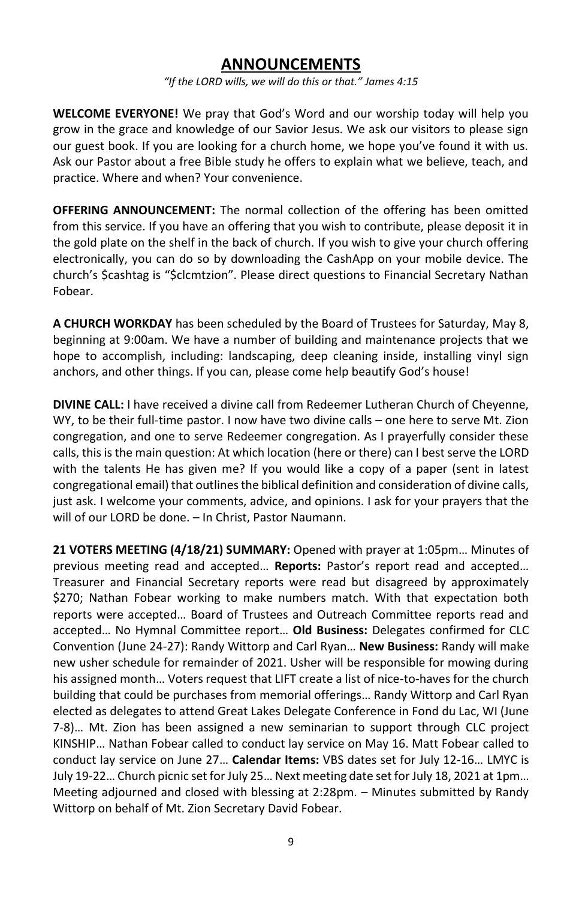# ANNOUNCEMENTS

*"If the LORD wills, we will do this or that." James 4:15*

**WELCOME EVERYONE!** We pray that God's Word and our worship today will help you grow in the grace and knowledge of our Savior Jesus. We ask our visitors to please sign our guest book. If you are looking for a church home, we hope you've found it with us. Ask our Pastor about a free Bible study he offers to explain what we believe, teach, and practice. Where and when? Your convenience.

**OFFERING ANNOUNCEMENT:** The normal collection of the offering has been omitted from this service. If you have an offering that you wish to contribute, please deposit it in the gold plate on the shelf in the back of church. If you wish to give your church offering electronically, you can do so by downloading the CashApp on your mobile device. The church's $cashtag is "$clcmtzion". Please direct questions to Financial Secretary Nathan Fobear.

**A CHURCH WORKDAY** has been scheduled by the Board of Trustees for Saturday, May 8, beginning at 9:00am. We have a number of building and maintenance projects that we hope to accomplish, including: landscaping, deep cleaning inside, installing vinyl sign anchors, and other things. If you can, please come help beautify God's house!

**DIVINE CALL:** I have received a divine call from Redeemer Lutheran Church of Cheyenne, WY, to be their full-time pastor. I now have two divine calls – one here to serve Mt. Zion congregation, and one to serve Redeemer congregation. As I prayerfully consider these calls, this is the main question: At which location (here or there) can I best serve the LORD with the talents He has given me? If you would like a copy of a paper (sent in latest congregational email) that outlines the biblical definition and consideration of divine calls, just ask. I welcome your comments, advice, and opinions. I ask for your prayers that the will of our LORD be done. – In Christ, Pastor Naumann.

**21 VOTERS MEETING (4/18/21) SUMMARY:** Opened with prayer at 1:05pm… Minutes of previous meeting read and accepted… **Reports:** Pastor's report read and accepted… Treasurer and Financial Secretary reports were read but disagreed by approximately $270; Nathan Fobear working to make numbers match. With that expectation both reports were accepted… Board of Trustees and Outreach Committee reports read and accepted… No Hymnal Committee report… **Old Business:** Delegates confirmed for CLC Convention (June 24-27): Randy Wittorp and Carl Ryan… **New Business:** Randy will make new usher schedule for remainder of 2021. Usher will be responsible for mowing during his assigned month… Voters request that LIFT create a list of nice-to-haves for the church building that could be purchases from memorial offerings… Randy Wittorp and Carl Ryan elected as delegates to attend Great Lakes Delegate Conference in Fond du Lac, WI (June 7-8)… Mt. Zion has been assigned a new seminarian to support through CLC project KINSHIP… Nathan Fobear called to conduct lay service on May 16. Matt Fobear called to conduct lay service on June 27… **Calendar Items:** VBS dates set for July 12-16… LMYC is July 19-22… Church picnic set for July 25… Next meeting date set for July 18, 2021 at 1pm… Meeting adjourned and closed with blessing at 2:28pm. – Minutes submitted by Randy Wittorp on behalf of Mt. Zion Secretary David Fobear.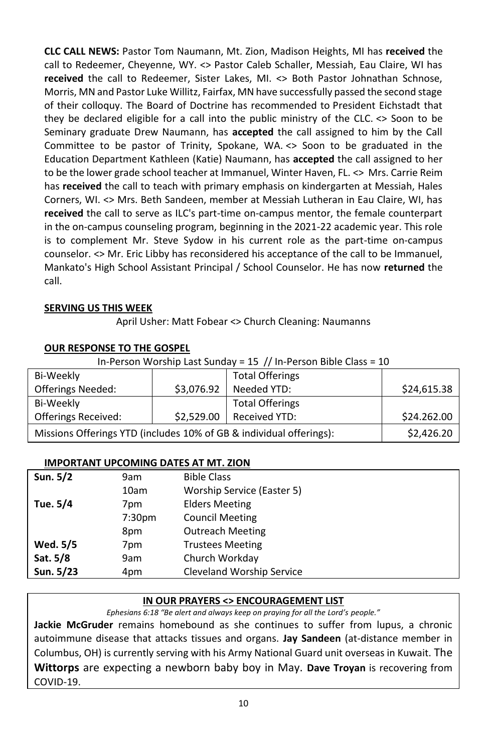**CLC CALL NEWS:** Pastor Tom Naumann, Mt. Zion, Madison Heights, MI has **received** the call to Redeemer, Cheyenne, WY. <> Pastor Caleb Schaller, Messiah, Eau Claire, WI has **received** the call to Redeemer, Sister Lakes, MI. <> Both Pastor Johnathan Schnose, Morris, MN and Pastor Luke Willitz, Fairfax, MN have successfully passed the second stage of their colloquy. The Board of Doctrine has recommended to President Eichstadt that they be declared eligible for a call into the public ministry of the CLC. <> Soon to be Seminary graduate Drew Naumann, has **accepted** the call assigned to him by the Call Committee to be pastor of Trinity, Spokane, WA. <> Soon to be graduated in the Education Department Kathleen (Katie) Naumann, has **accepted** the call assigned to her to be the lower grade school teacher at Immanuel, Winter Haven, FL. <> Mrs. Carrie Reim has **received** the call to teach with primary emphasis on kindergarten at Messiah, Hales Corners, WI. <> Mrs. Beth Sandeen, member at Messiah Lutheran in Eau Claire, WI, has **received** the call to serve as ILC's part-time on-campus mentor, the female counterpart in the on-campus counseling program, beginning in the 2021-22 academic year. This role is to complement Mr. Steve Sydow in his current role as the part-time on-campus counselor. <> Mr. Eric Libby has reconsidered his acceptance of the call to be Immanuel, Mankato's High School Assistant Principal / School Counselor. He has now **returned** the call.

## SERVING US THIS WEEK

April Usher: Matt Fobear <> Church Cleaning: Naumanns

## OUR RESPONSE TO THE GOSPEL

In-Person Worship Last Sunday = 15 // In-Person Bible Class = 10

| | | | |
|---|---|---|---|
| Bi-Weekly Offerings Needed: | $3,076.92 | Total Offerings Needed YTD: | $24,615.38 |
| Bi-Weekly Offerings Received: | $2,529.00 | Total Offerings Received YTD: | $24.262.00 |
| Missions Offerings YTD (includes 10% of GB & individual offerings): | | | $2,426.20 |

## IMPORTANT UPCOMING DATES AT MT. ZION

| | | |
|---|---|---|
| **Sun. 5/2** | 9am | Bible Class |
| | 10am | Worship Service (Easter 5) |
| **Tue. 5/4** | 7pm | Elders Meeting |
| | 7:30pm | Council Meeting |
| | 8pm | Outreach Meeting |
| **Wed. 5/5** | 7pm | Trustees Meeting |
| **Sat. 5/8** | 9am | Church Workday |
| **Sun. 5/23** | 4pm | Cleveland Worship Service |

## IN OUR PRAYERS <> ENCOURAGEMENT LIST

*Ephesians 6:18 "Be alert and always keep on praying for all the Lord's people."*

**Jackie McGruder** remains homebound as she continues to suffer from lupus, a chronic autoimmune disease that attacks tissues and organs. **Jay Sandeen** (at-distance member in Columbus, OH) is currently serving with his Army National Guard unit overseas in Kuwait. The **Wittorps** are expecting a newborn baby boy in May. **Dave Troyan** is recovering from COVID-19.